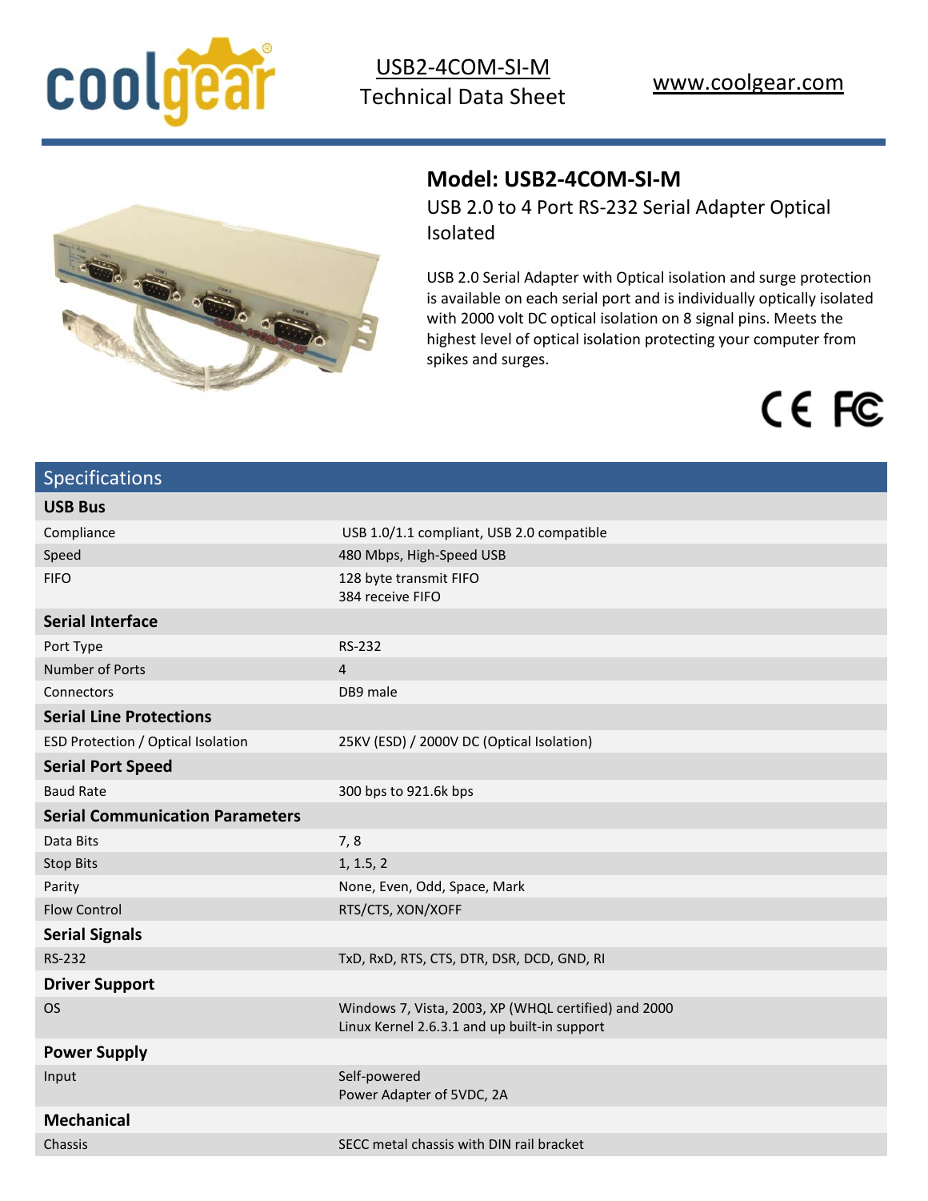USB2-4COM-SI-M
Technical Data Sheet

www.coolgear.com

# Model: USB2-4COM-SI-M

USB 2.0 to 4 Port RS-232 Serial Adapter Optical Isolated

USB 2.0 Serial Adapter with Optical isolation and surge protection is available on each serial port and is individually optically isolated with 2000 volt DC optical isolation on 8 signal pins. Meets the highest level of optical isolation protecting your computer from spikes and surges.

## Specifications

| **USB Bus** | |
|---|---|
| Compliance | USB 1.0/1.1 compliant, USB 2.0 compatible |
| Speed | 480 Mbps, High-Speed USB |
| FIFO | 128 byte transmit FIFO<br>384 receive FIFO |
| **Serial Interface** | |
| Port Type | RS-232 |
| Number of Ports | 4 |
| Connectors | DB9 male |
| **Serial Line Protections** | |
| ESD Protection / Optical Isolation | 25KV (ESD) / 2000V DC (Optical Isolation) |
| **Serial Port Speed** | |
| Baud Rate | 300 bps to 921.6k bps |
| **Serial Communication Parameters** | |
| Data Bits | 7, 8 |
| Stop Bits | 1, 1.5, 2 |
| Parity | None, Even, Odd, Space, Mark |
| Flow Control | RTS/CTS, XON/XOFF |
| **Serial Signals** | |
| RS-232 | TxD, RxD, RTS, CTS, DTR, DSR, DCD, GND, RI |
| **Driver Support** | |
| OS | Windows 7, Vista, 2003, XP (WHQL certified) and 2000<br>Linux Kernel 2.6.3.1 and up built-in support |
| **Power Supply** | |
| Input | Self-powered<br>Power Adapter of 5VDC, 2A |
| **Mechanical** | |
| Chassis | SECC metal chassis with DIN rail bracket |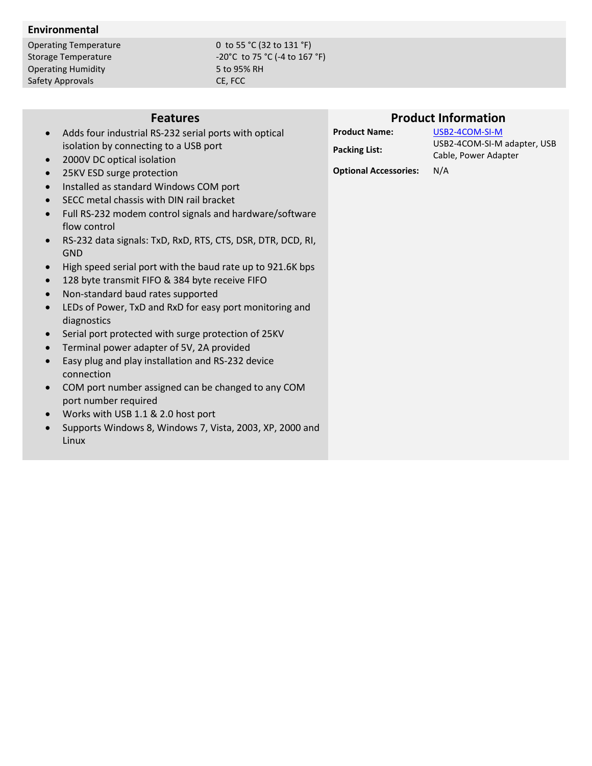## Environmental

| | |
|---|---|
| Operating Temperature | 0 to 55 °C (32 to 131 °F) |
| Storage Temperature | -20°C to 75 °C (-4 to 167 °F) |
| Operating Humidity | 5 to 95% RH |
| Safety Approvals | CE, FCC |

## Features

- Adds four industrial RS-232 serial ports with optical isolation by connecting to a USB port
- 2000V DC optical isolation
- 25KV ESD surge protection
- Installed as standard Windows COM port
- SECC metal chassis with DIN rail bracket
- Full RS-232 modem control signals and hardware/software flow control
- RS-232 data signals: TxD, RxD, RTS, CTS, DSR, DTR, DCD, RI, GND
- High speed serial port with the baud rate up to 921.6K bps
- 128 byte transmit FIFO & 384 byte receive FIFO
- Non-standard baud rates supported
- LEDs of Power, TxD and RxD for easy port monitoring and diagnostics
- Serial port protected with surge protection of 25KV
- Terminal power adapter of 5V, 2A provided
- Easy plug and play installation and RS-232 device connection
- COM port number assigned can be changed to any COM port number required
- Works with USB 1.1 & 2.0 host port
- Supports Windows 8, Windows 7, Vista, 2003, XP, 2000 and Linux

## Product Information

| | |
|---|---|
| **Product Name:** | USB2-4COM-SI-M |
| **Packing List:** | USB2-4COM-SI-M adapter, USB Cable, Power Adapter |
| **Optional Accessories:** | N/A |